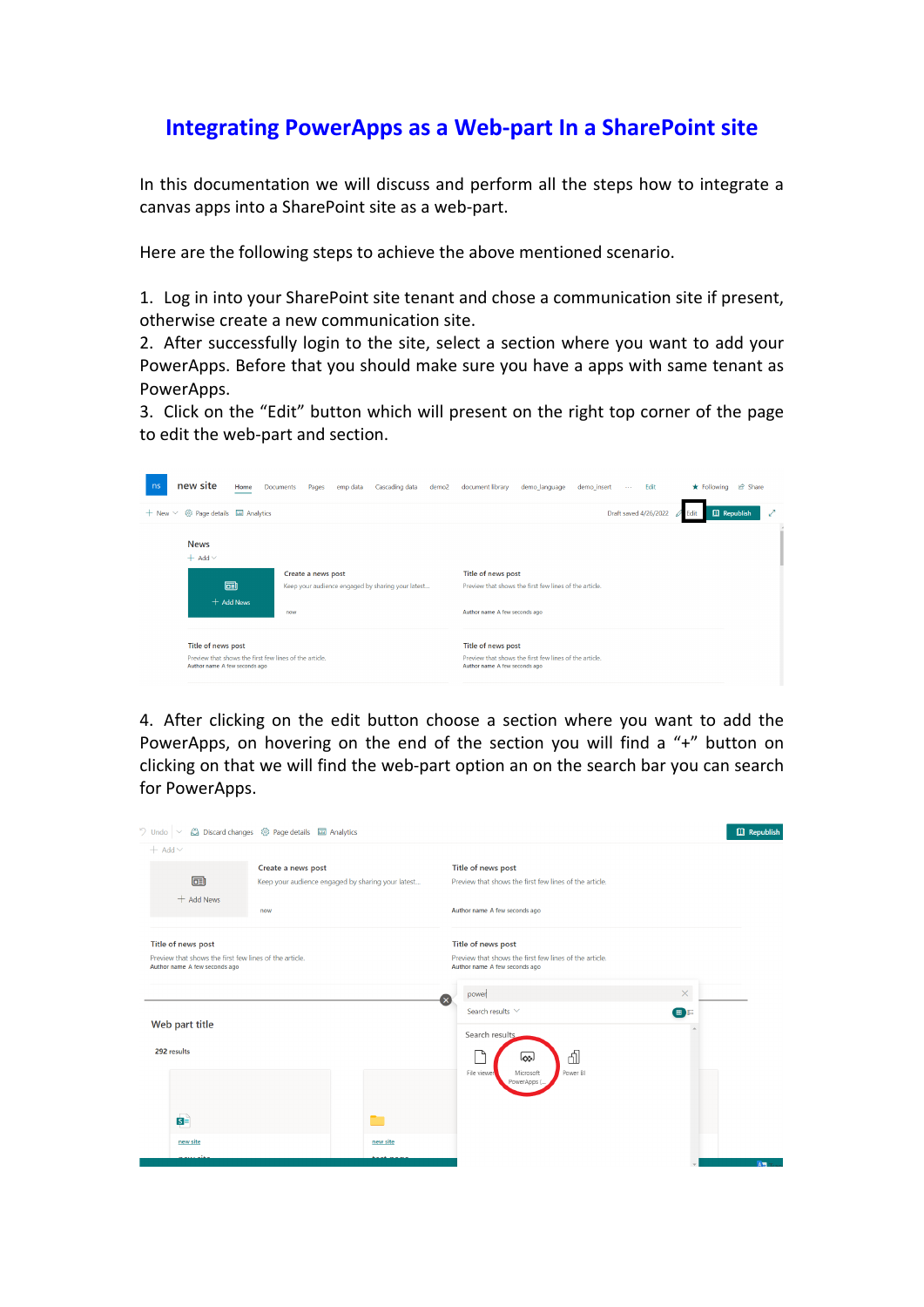# Integrating PowerApps as a Web-part In a SharePoint site

In this documentation we will discuss and perform all the steps how to integrate a canvas apps into a SharePoint site as a web-part.

Here are the following steps to achieve the above mentioned scenario.

1. Log in into your SharePoint site tenant and chose a communication site if present, otherwise create a new communication site.
2. After successfully login to the site, select a section where you want to add your PowerApps. Before that you should make sure you have a apps with same tenant as PowerApps.
3. Click on the "Edit" button which will present on the right top corner of the page to edit the web-part and section.

4. After clicking on the edit button choose a section where you want to add the PowerApps, on hovering on the end of the section you will find a "+" button on clicking on that we will find the web-part option an on the search bar you can search for PowerApps.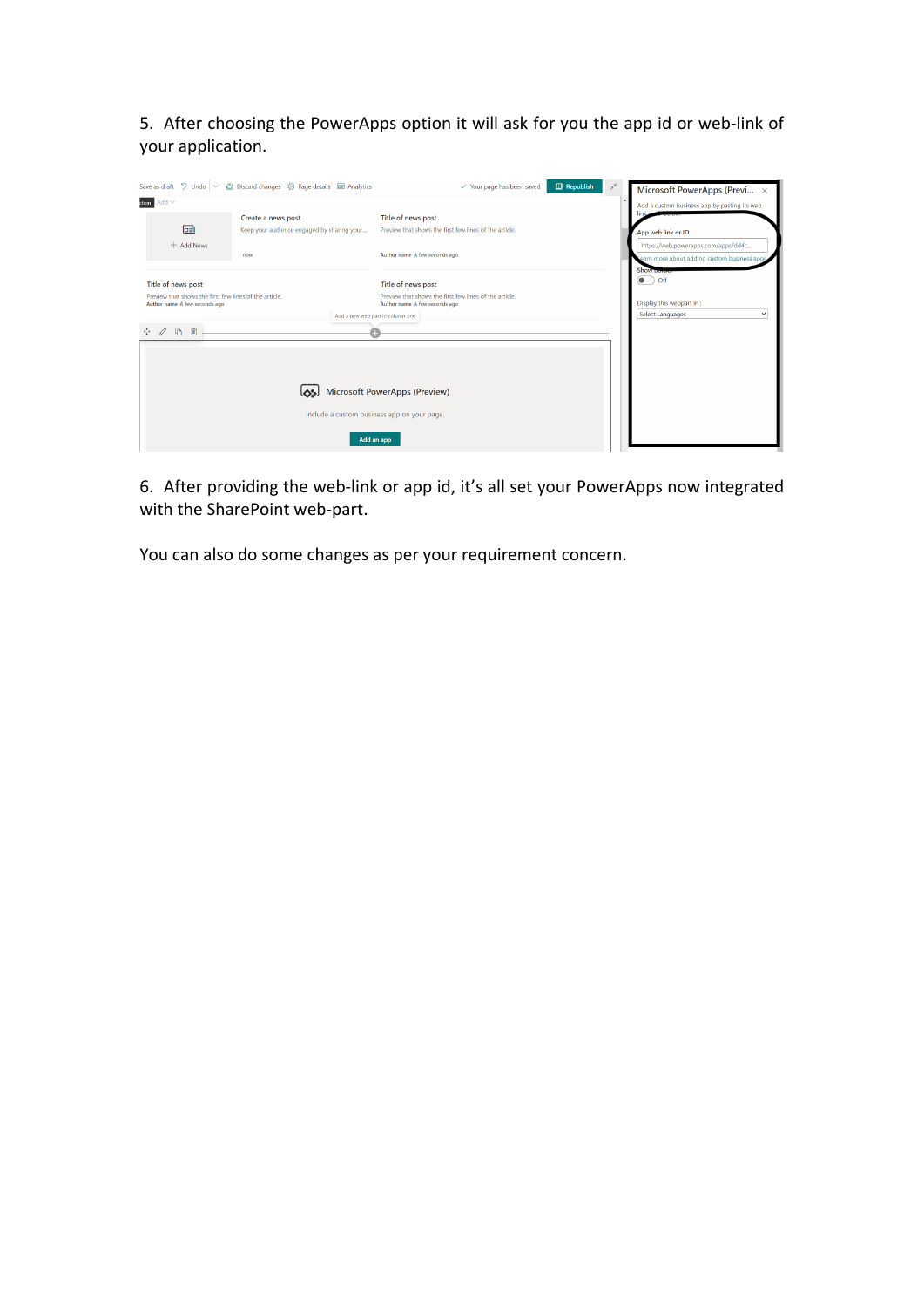5. After choosing the PowerApps option it will ask for you the app id or web-link of your application.

6. After providing the web-link or app id, it's all set your PowerApps now integrated with the SharePoint web-part.

You can also do some changes as per your requirement concern.